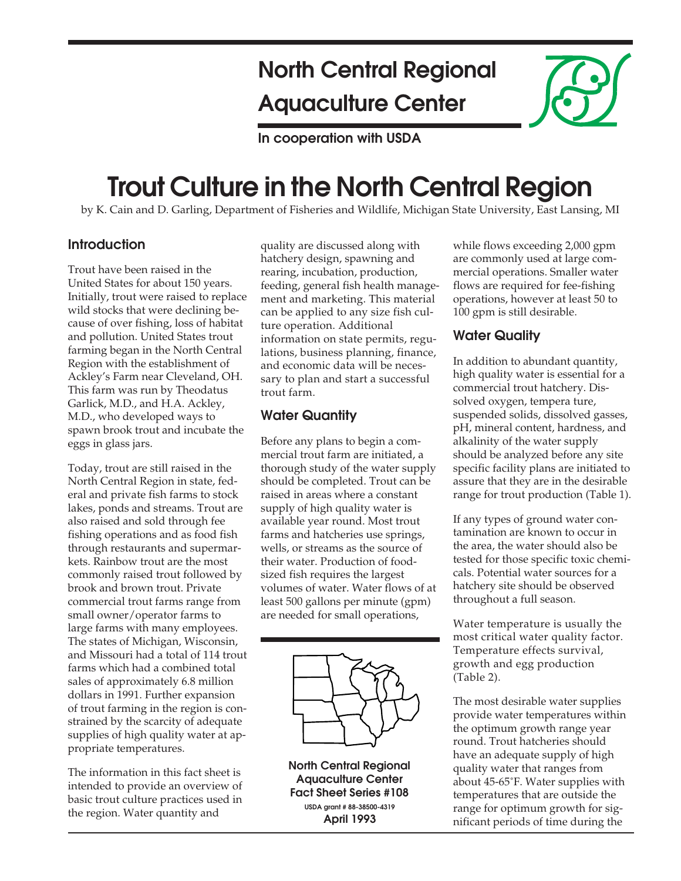# North Central Regional Aquaculture Center

**In cooperation with USDA**

# Trout Culture in the North Central Region

by K. Cain and D. Garling, Department of Fisheries and Wildlife, Michigan State University, East Lansing, MI

## Introduction

Trout have been raised in the United States for about 150 years. Initially, trout were raised to replace wild stocks that were declining because of over fishing, loss of habitat and pollution. United States trout farming began in the North Central Region with the establishment of Ackley's Farm near Cleveland, OH. This farm was run by Theodatus Garlick, M.D., and H.A. Ackley, M.D., who developed ways to spawn brook trout and incubate the eggs in glass jars.

Today, trout are still raised in the North Central Region in state, federal and private fish farms to stock lakes, ponds and streams. Trout are also raised and sold through fee fishing operations and as food fish through restaurants and supermarkets. Rainbow trout are the most commonly raised trout followed by brook and brown trout. Private commercial trout farms range from small owner/operator farms to large farms with many employees. The states of Michigan, Wisconsin, and Missouri had a total of 114 trout farms which had a combined total sales of approximately 6.8 million dollars in 1991. Further expansion of trout farming in the region is constrained by the scarcity of adequate supplies of high quality water at appropriate temperatures.

The information in this fact sheet is intended to provide an overview of basic trout culture practices used in the region. Water quantity and quality are discussed along with hatchery design, spawning and rearing, incubation, production, feeding, general fish health management and marketing. This material can be applied to any size fish culture operation. Additional information on state permits, regulations, business planning, finance, and economic data will be necessary to plan and start a successful trout farm.

## Water Quantity

Before any plans to begin a commercial trout farm are initiated, a thorough study of the water supply should be completed. Trout can be raised in areas where a constant supply of high quality water is available year round. Most trout farms and hatcheries use springs, wells, or streams as the source of their water. Production of food-sized fish requires the largest volumes of water. Water flows of at least 500 gallons per minute (gpm) are needed for small operations, while flows exceeding 2,000 gpm are commonly used at large commercial operations. Smaller water flows are required for fee-fishing operations, however at least 50 to 100 gpm is still desirable.

**North Central Regional Aquaculture Center Fact Sheet Series #108**
USDA grant # 88-38500-4319
**April 1993**

## Water Quality

In addition to abundant quantity, high quality water is essential for a commercial trout hatchery. Dissolved oxygen, tempera ture, suspended solids, dissolved gasses, pH, mineral content, hardness, and alkalinity of the water supply should be analyzed before any site specific facility plans are initiated to assure that they are in the desirable range for trout production (Table 1).

If any types of ground water contamination are known to occur in the area, the water should also be tested for those specific toxic chemicals. Potential water sources for a hatchery site should be observed throughout a full season.

Water temperature is usually the most critical water quality factor. Temperature effects survival, growth and egg production (Table 2).

The most desirable water supplies provide water temperatures within the optimum growth range year round. Trout hatcheries should have an adequate supply of high quality water that ranges from about 45-65˚F. Water supplies with temperatures that are outside the range for optimum growth for significant periods of time during the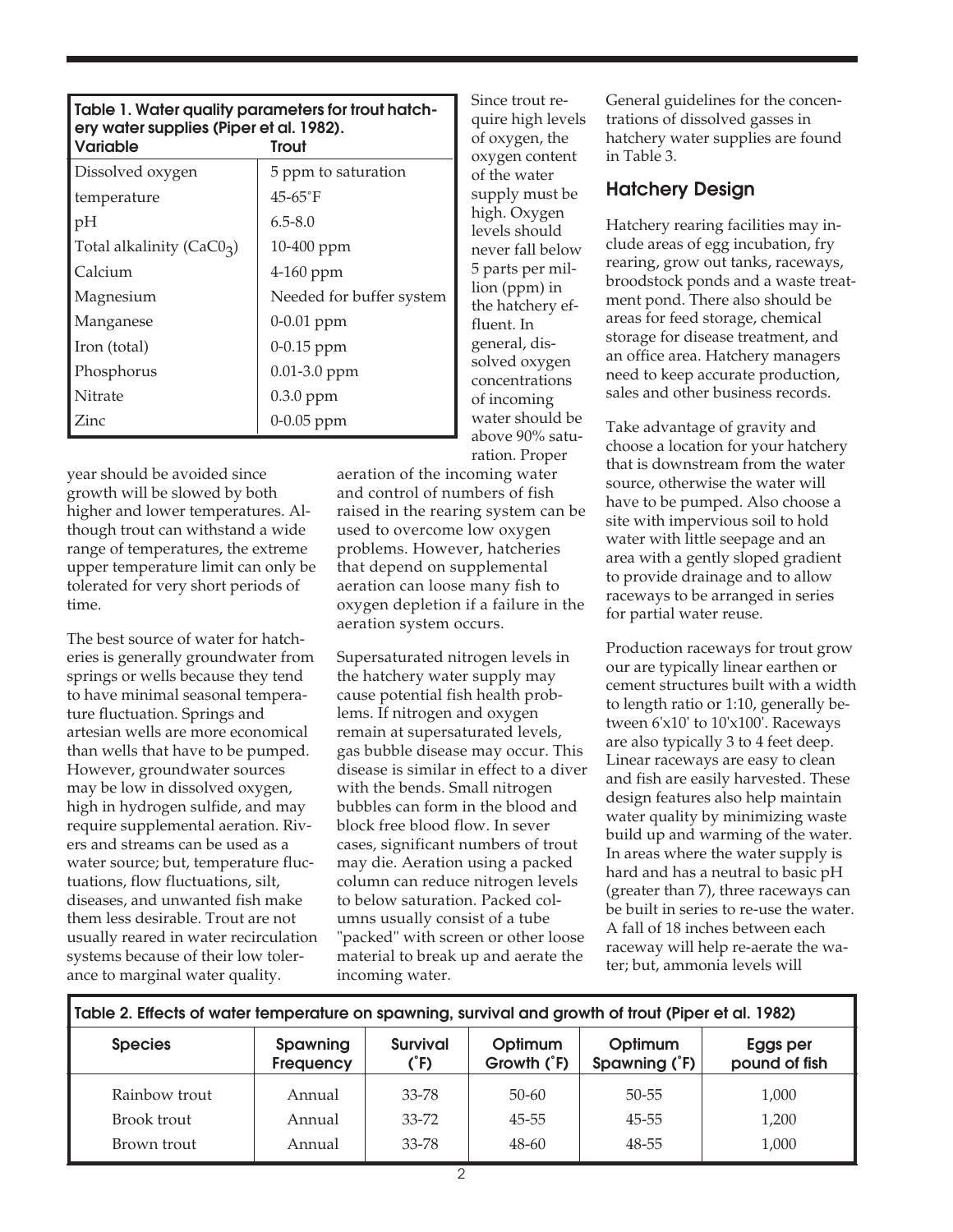| Table 1. Water quality parameters for trout hatchery water supplies (Piper et al. 1982). | |
|---|---|
| **Variable** | **Trout** |
| Dissolved oxygen | 5 ppm to saturation |
| temperature | 45-65˚F |
| pH | 6.5-8.0 |
| Total alkalinity ($CaC0_3$) | 10-400 ppm |
| Calcium | 4-160 ppm |
| Magnesium | Needed for buffer system |
| Manganese | 0-0.01 ppm |
| Iron (total) | 0-0.15 ppm |
| Phosphorus | 0.01-3.0 ppm |
| Nitrate | 0.3.0 ppm |
| Zinc | 0-0.05 ppm |

year should be avoided since growth will be slowed by both higher and lower temperatures. Although trout can withstand a wide range of temperatures, the extreme upper temperature limit can only be tolerated for very short periods of time.

The best source of water for hatcheries is generally groundwater from springs or wells because they tend to have minimal seasonal temperature fluctuation. Springs and artesian wells are more economical than wells that have to be pumped. However, groundwater sources may be low in dissolved oxygen, high in hydrogen sulfide, and may require supplemental aeration. Rivers and streams can be used as a water source; but, temperature fluctuations, flow fluctuations, silt, diseases, and unwanted fish make them less desirable. Trout are not usually reared in water recirculation systems because of their low tolerance to marginal water quality.

Since trout require high levels of oxygen, the oxygen content of the water supply must be high. Oxygen levels should never fall below 5 parts per million (ppm) in the hatchery effluent. In general, dissolved oxygen concentrations of incoming water should be above 90% saturation. Proper aeration of the incoming water and control of numbers of fish raised in the rearing system can be used to overcome low oxygen problems. However, hatcheries that depend on supplemental aeration can loose many fish to oxygen depletion if a failure in the aeration system occurs.

Supersaturated nitrogen levels in the hatchery water supply may cause potential fish health problems. If nitrogen and oxygen remain at supersaturated levels, gas bubble disease may occur. This disease is similar in effect to a diver with the bends. Small nitrogen bubbles can form in the blood and block free blood flow. In sever cases, significant numbers of trout may die. Aeration using a packed column can reduce nitrogen levels to below saturation. Packed columns usually consist of a tube "packed" with screen or other loose material to break up and aerate the incoming water.

General guidelines for the concentrations of dissolved gasses in hatchery water supplies are found in Table 3.

## Hatchery Design

Hatchery rearing facilities may include areas of egg incubation, fry rearing, grow out tanks, raceways, broodstock ponds and a waste treatment pond. There also should be areas for feed storage, chemical storage for disease treatment, and an office area. Hatchery managers need to keep accurate production, sales and other business records.

Take advantage of gravity and choose a location for your hatchery that is downstream from the water source, otherwise the water will have to be pumped. Also choose a site with impervious soil to hold water with little seepage and an area with a gently sloped gradient to provide drainage and to allow raceways to be arranged in series for partial water reuse.

Production raceways for trout grow our are typically linear earthen or cement structures built with a width to length ratio or 1:10, generally between 6'x10' to 10'x100'. Raceways are also typically 3 to 4 feet deep. Linear raceways are easy to clean and fish are easily harvested. These design features also help maintain water quality by minimizing waste build up and warming of the water. In areas where the water supply is hard and has a neutral to basic pH (greater than 7), three raceways can be built in series to re-use the water. A fall of 18 inches between each raceway will help re-aerate the water; but, ammonia levels will

| Table 2. Effects of water temperature on spawning, survival and growth of trout (Piper et al. 1982) | | | | | |
|---|---|---|---|---|---|
| **Species** | **Spawning Frequency** | **Survival (˚F)** | **Optimum Growth (˚F)** | **Optimum Spawning (˚F)** | **Eggs per pound of fish** |
| Rainbow trout | Annual | 33-78 | 50-60 | 50-55 | 1,000 |
| Brook trout | Annual | 33-72 | 45-55 | 45-55 | 1,200 |
| Brown trout | Annual | 33-78 | 48-60 | 48-55 | 1,000 |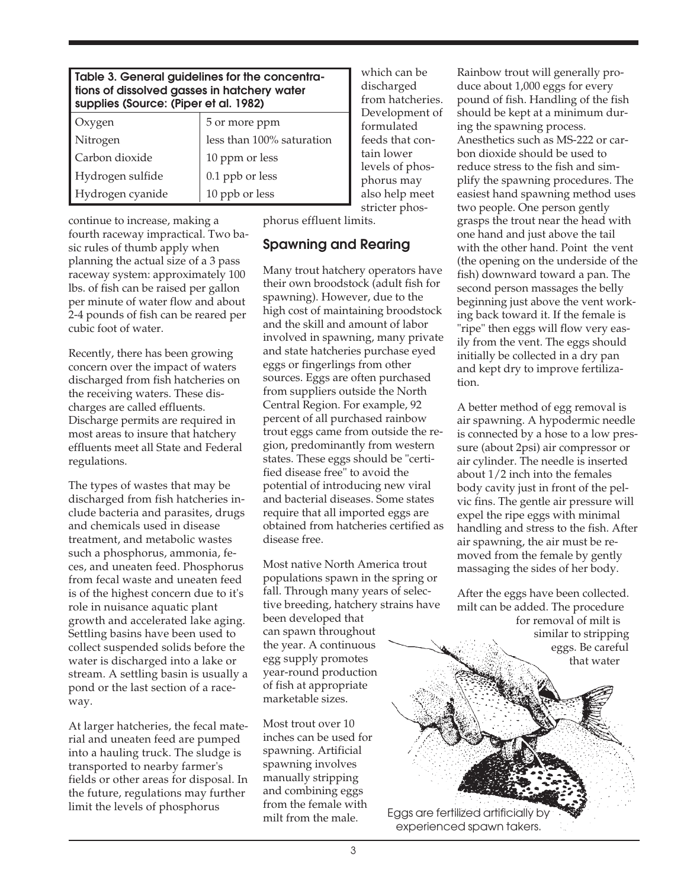**Table 3. General guidelines for the concentrations of dissolved gasses in hatchery water supplies (Source: Piper et al. 1982)**

| Gas | Concentration |
|---|---|
| Oxygen | 5 or more ppm |
| Nitrogen | less than 100% saturation |
| Carbon dioxide | 10 ppm or less |
| Hydrogen sulfide | 0.1 ppb or less |
| Hydrogen cyanide | 10 ppb or less |

continue to increase, making a fourth raceway impractical. Two basic rules of thumb apply when planning the actual size of a 3 pass raceway system: approximately 100 lbs. of fish can be raised per gallon per minute of water flow and about 2-4 pounds of fish can be reared per cubic foot of water.

Recently, there has been growing concern over the impact of waters discharged from fish hatcheries on the receiving waters. These discharges are called effluents. Discharge permits are required in most areas to insure that hatchery effluents meet all State and Federal regulations.

The types of wastes that may be discharged from fish hatcheries include bacteria and parasites, drugs and chemicals used in disease treatment, and metabolic wastes such a phosphorus, ammonia, feces, and uneaten feed. Phosphorus from fecal waste and uneaten feed is of the highest concern due to it's role in nuisance aquatic plant growth and accelerated lake aging. Settling basins have been used to collect suspended solids before the water is discharged into a lake or stream. A settling basin is usually a pond or the last section of a raceway.

At larger hatcheries, the fecal material and uneaten feed are pumped into a hauling truck. The sludge is transported to nearby farmer's fields or other areas for disposal. In the future, regulations may further limit the levels of phosphorus which can be discharged from hatcheries. Development of formulated feeds that contain lower levels of phosphorus may also help meet stricter phosphorus effluent limits.

## Spawning and Rearing

Many trout hatchery operators have their own broodstock (adult fish for spawning). However, due to the high cost of maintaining broodstock and the skill and amount of labor involved in spawning, many private and state hatcheries purchase eyed eggs or fingerlings from other sources. Eggs are often purchased from suppliers outside the North Central Region. For example, 92 percent of all purchased rainbow trout eggs came from outside the region, predominantly from western states. These eggs should be "certified disease free" to avoid the potential of introducing new viral and bacterial diseases. Some states require that all imported eggs are obtained from hatcheries certified as disease free.

Most native North America trout populations spawn in the spring or fall. Through many years of selective breeding, hatchery strains have been developed that can spawn throughout the year. A continuous egg supply promotes year-round production of fish at appropriate marketable sizes.

Most trout over 10 inches can be used for spawning. Artificial spawning involves manually stripping and combining eggs from the female with milt from the male.

Rainbow trout will generally produce about 1,000 eggs for every pound of fish. Handling of the fish should be kept at a minimum during the spawning process. Anesthetics such as MS-222 or carbon dioxide should be used to reduce stress to the fish and simplify the spawning procedures. The easiest hand spawning method uses two people. One person gently grasps the trout near the head with one hand and just above the tail with the other hand. Point the vent (the opening on the underside of the fish) downward toward a pan. The second person massages the belly beginning just above the vent working back toward it. If the female is "ripe" then eggs will flow very easily from the vent. The eggs should initially be collected in a dry pan and kept dry to improve fertilization.

A better method of egg removal is air spawning. A hypodermic needle is connected by a hose to a low pressure (about 2psi) air compressor or air cylinder. The needle is inserted about 1/2 inch into the females body cavity just in front of the pelvic fins. The gentle air pressure will expel the ripe eggs with minimal handling and stress to the fish. After air spawning, the air must be removed from the female by gently massaging the sides of her body.

After the eggs have been collected. milt can be added. The procedure for removal of milt is similar to stripping eggs. Be careful that water

Eggs are fertilized artificially by experienced spawn takers.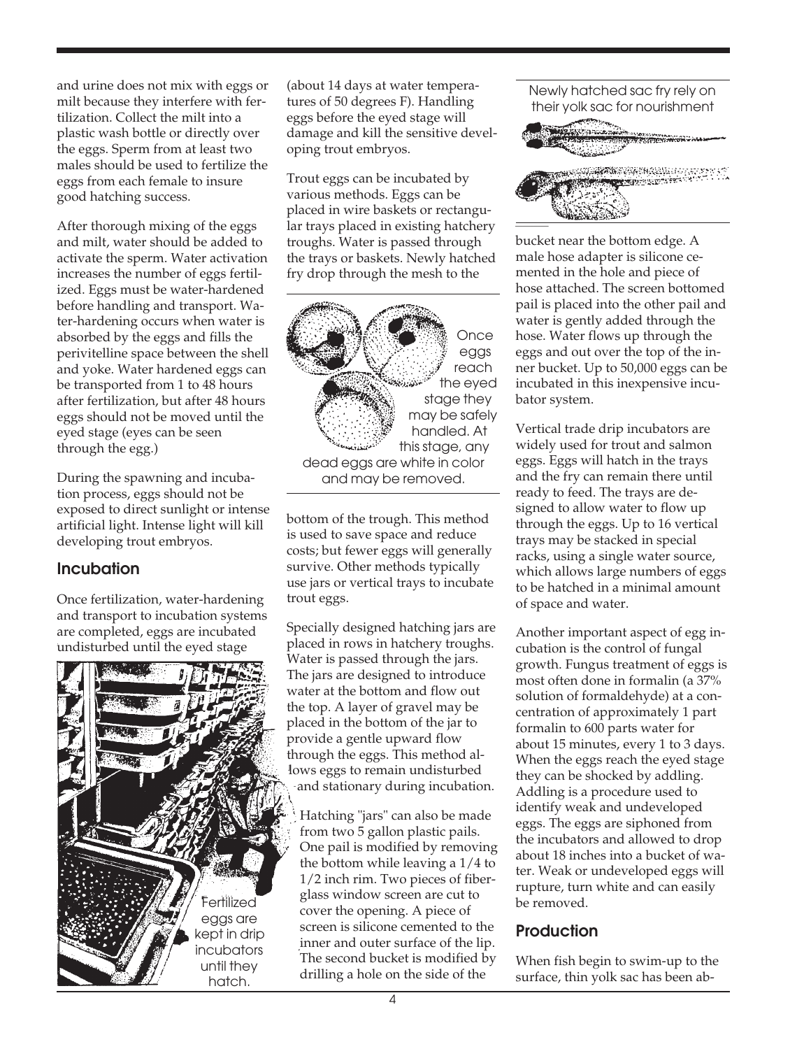and urine does not mix with eggs or milt because they interfere with fertilization. Collect the milt into a plastic wash bottle or directly over the eggs. Sperm from at least two males should be used to fertilize the eggs from each female to insure good hatching success.

After thorough mixing of the eggs and milt, water should be added to activate the sperm. Water activation increases the number of eggs fertilized. Eggs must be water-hardened before handling and transport. Water-hardening occurs when water is absorbed by the eggs and fills the perivitelline space between the shell and yoke. Water hardened eggs can be transported from 1 to 48 hours after fertilization, but after 48 hours eggs should not be moved until the eyed stage (eyes can be seen through the egg.)

During the spawning and incubation process, eggs should not be exposed to direct sunlight or intense artificial light. Intense light will kill developing trout embryos.

## Incubation

Once fertilization, water-hardening and transport to incubation systems are completed, eggs are incubated undisturbed until the eyed stage (about 14 days at water temperatures of 50 degrees F). Handling eggs before the eyed stage will damage and kill the sensitive developing trout embryos.

Fertilized eggs are kept in drip incubators until they hatch.

Trout eggs can be incubated by various methods. Eggs can be placed in wire baskets or rectangular trays placed in existing hatchery troughs. Water is passed through the trays or baskets. Newly hatched fry drop through the mesh to the bottom of the trough. This method is used to save space and reduce costs; but fewer eggs will generally survive. Other methods typically use jars or vertical trays to incubate trout eggs.

Once eggs reach the eyed stage they may be safely handled. At this stage, any dead eggs are white in color and may be removed.

Specially designed hatching jars are placed in rows in hatchery troughs. Water is passed through the jars. The jars are designed to introduce water at the bottom and flow out the top. A layer of gravel may be placed in the bottom of the jar to provide a gentle upward flow through the eggs. This method allows eggs to remain undisturbed and stationary during incubation.

Hatching "jars" can also be made from two 5 gallon plastic pails. One pail is modified by removing the bottom while leaving a 1/4 to 1/2 inch rim. Two pieces of fiberglass window screen are cut to cover the opening. A piece of screen is silicone cemented to the inner and outer surface of the lip. The second bucket is modified by drilling a hole on the side of the bucket near the bottom edge. A male hose adapter is silicone cemented in the hole and piece of hose attached. The screen bottomed pail is placed into the other pail and water is gently added through the hose. Water flows up through the eggs and out over the top of the inner bucket. Up to 50,000 eggs can be incubated in this inexpensive incubator system.

Newly hatched sac fry rely on their yolk sac for nourishment

Vertical trade drip incubators are widely used for trout and salmon eggs. Eggs will hatch in the trays and the fry can remain there until ready to feed. The trays are designed to allow water to flow up through the eggs. Up to 16 vertical trays may be stacked in special racks, using a single water source, which allows large numbers of eggs to be hatched in a minimal amount of space and water.

Another important aspect of egg incubation is the control of fungal growth. Fungus treatment of eggs is most often done in formalin (a 37% solution of formaldehyde) at a concentration of approximately 1 part formalin to 600 parts water for about 15 minutes, every 1 to 3 days. When the eggs reach the eyed stage they can be shocked by addling. Addling is a procedure used to identify weak and undeveloped eggs. The eggs are siphoned from the incubators and allowed to drop about 18 inches into a bucket of water. Weak or undeveloped eggs will rupture, turn white and can easily be removed.

## Production

When fish begin to swim-up to the surface, thin yolk sac has been ab-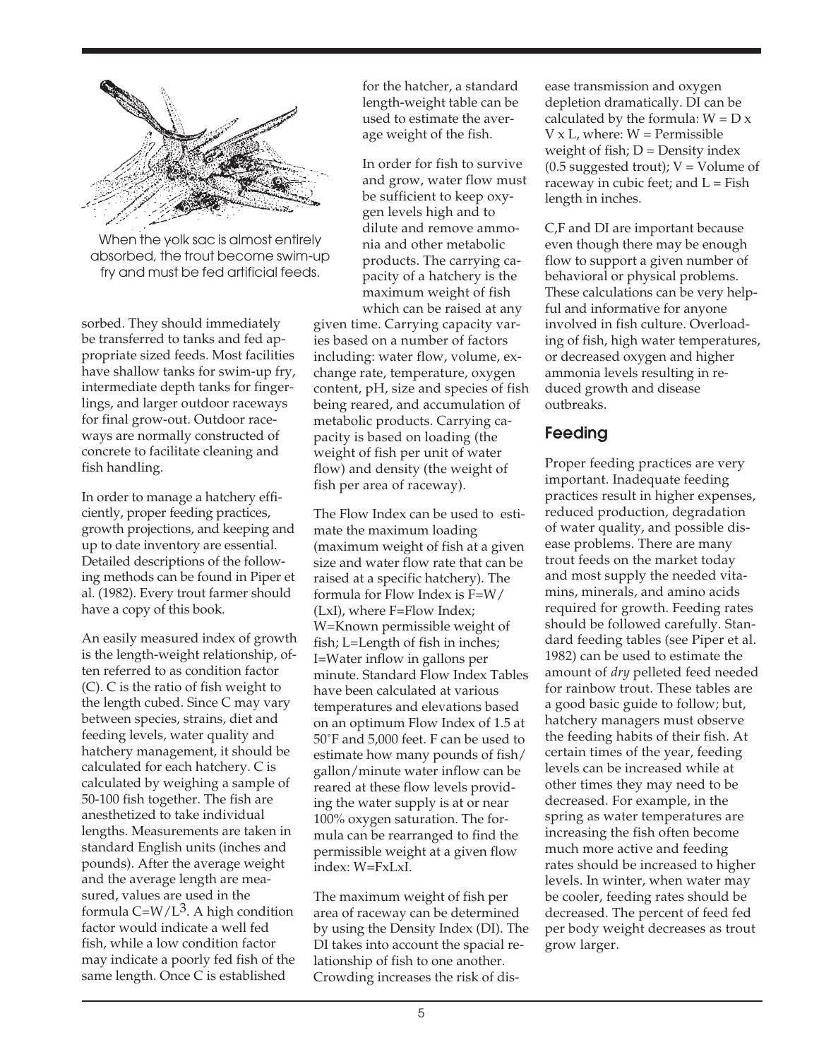When the yolk sac is almost entirely absorbed, the trout become swim-up fry and must be fed artificial feeds.

sorbed. They should immediately be transferred to tanks and fed appropriate sized feeds. Most facilities have shallow tanks for swim-up fry, intermediate depth tanks for fingerlings, and larger outdoor raceways for final grow-out. Outdoor raceways are normally constructed of concrete to facilitate cleaning and fish handling.

In order to manage a hatchery efficiently, proper feeding practices, growth projections, and keeping and up to date inventory are essential. Detailed descriptions of the following methods can be found in Piper et al. (1982). Every trout farmer should have a copy of this book.

An easily measured index of growth is the length-weight relationship, often referred to as condition factor (C). C is the ratio of fish weight to the length cubed. Since C may vary between species, strains, diet and feeding levels, water quality and hatchery management, it should be calculated for each hatchery. C is calculated by weighing a sample of 50-100 fish together. The fish are anesthetized to take individual lengths. Measurements are taken in standard English units (inches and pounds). After the average weight and the average length are measured, values are used in the formula $C=W/L^3$. A high condition factor would indicate a well fed fish, while a low condition factor may indicate a poorly fed fish of the same length. Once C is established for the hatcher, a standard length-weight table can be used to estimate the average weight of the fish.

In order for fish to survive and grow, water flow must be sufficient to keep oxygen levels high and to dilute and remove ammonia and other metabolic products. The carrying capacity of a hatchery is the maximum weight of fish which can be raised at any given time. Carrying capacity varies based on a number of factors including: water flow, volume, exchange rate, temperature, oxygen content, pH, size and species of fish being reared, and accumulation of metabolic products. Carrying capacity is based on loading (the weight of fish per unit of water flow) and density (the weight of fish per area of raceway).

The Flow Index can be used to estimate the maximum loading (maximum weight of fish at a given size and water flow rate that can be raised at a specific hatchery). The formula for Flow Index is $F=W/(L \times I)$, where F=Flow Index; W=Known permissible weight of fish; L=Length of fish in inches; I=Water inflow in gallons per minute. Standard Flow Index Tables have been calculated at various temperatures and elevations based on an optimum Flow Index of 1.5 at 50°F and 5,000 feet. F can be used to estimate how many pounds of fish/gallon/minute water inflow can be reared at these flow levels providing the water supply is at or near 100% oxygen saturation. The formula can be rearranged to find the permissible weight at a given flow index: $W=F \times L \times I$.

The maximum weight of fish per area of raceway can be determined by using the Density Index (DI). The DI takes into account the spacial relationship of fish to one another. Crowding increases the risk of disease transmission and oxygen depletion dramatically. DI can be calculated by the formula: $W = D \times V \times L$, where: W = Permissible weight of fish; D = Density index (0.5 suggested trout); V = Volume of raceway in cubic feet; and L = Fish length in inches.

C,F and DI are important because even though there may be enough flow to support a given number of behavioral or physical problems. These calculations can be very helpful and informative for anyone involved in fish culture. Overloading of fish, high water temperatures, or decreased oxygen and higher ammonia levels resulting in reduced growth and disease outbreaks.

## Feeding

Proper feeding practices are very important. Inadequate feeding practices result in higher expenses, reduced production, degradation of water quality, and possible disease problems. There are many trout feeds on the market today and most supply the needed vitamins, minerals, and amino acids required for growth. Feeding rates should be followed carefully. Standard feeding tables (see Piper et al. 1982) can be used to estimate the amount of *dry* pelleted feed needed for rainbow trout. These tables are a good basic guide to follow; but, hatchery managers must observe the feeding habits of their fish. At certain times of the year, feeding levels can be increased while at other times they may need to be decreased. For example, in the spring as water temperatures are increasing the fish often become much more active and feeding rates should be increased to higher levels. In winter, when water may be cooler, feeding rates should be decreased. The percent of feed fed per body weight decreases as trout grow larger.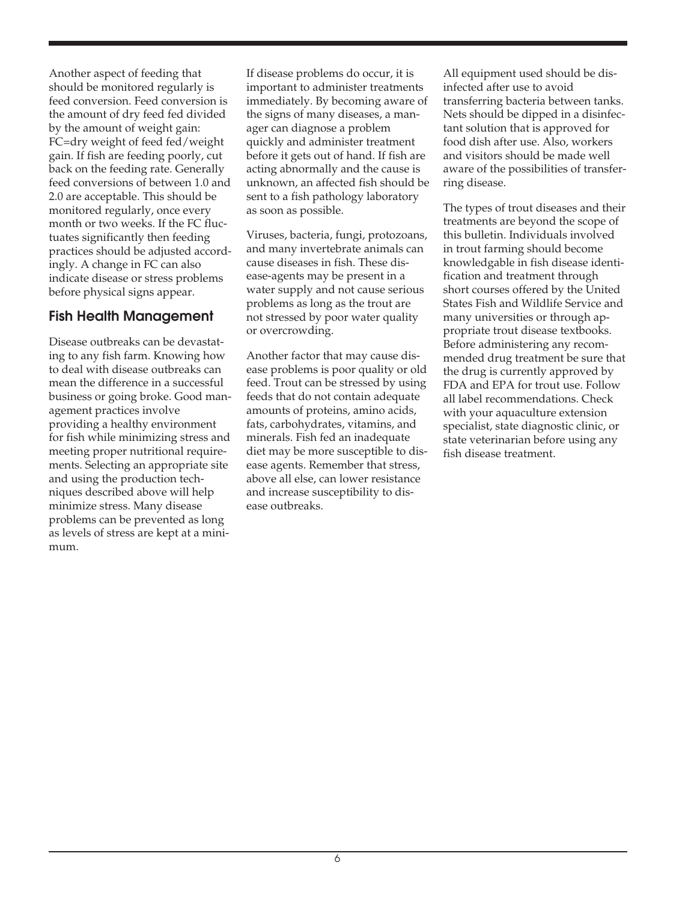Another aspect of feeding that should be monitored regularly is feed conversion. Feed conversion is the amount of dry feed fed divided by the amount of weight gain: FC=dry weight of feed fed/weight gain. If fish are feeding poorly, cut back on the feeding rate. Generally feed conversions of between 1.0 and 2.0 are acceptable. This should be monitored regularly, once every month or two weeks. If the FC fluctuates significantly then feeding practices should be adjusted accordingly. A change in FC can also indicate disease or stress problems before physical signs appear.

## Fish Health Management

Disease outbreaks can be devastating to any fish farm. Knowing how to deal with disease outbreaks can mean the difference in a successful business or going broke. Good management practices involve providing a healthy environment for fish while minimizing stress and meeting proper nutritional requirements. Selecting an appropriate site and using the production techniques described above will help minimize stress. Many disease problems can be prevented as long as levels of stress are kept at a minimum.

If disease problems do occur, it is important to administer treatments immediately. By becoming aware of the signs of many diseases, a manager can diagnose a problem quickly and administer treatment before it gets out of hand. If fish are acting abnormally and the cause is unknown, an affected fish should be sent to a fish pathology laboratory as soon as possible.

Viruses, bacteria, fungi, protozoans, and many invertebrate animals can cause diseases in fish. These disease-agents may be present in a water supply and not cause serious problems as long as the trout are not stressed by poor water quality or overcrowding.

Another factor that may cause disease problems is poor quality or old feed. Trout can be stressed by using feeds that do not contain adequate amounts of proteins, amino acids, fats, carbohydrates, vitamins, and minerals. Fish fed an inadequate diet may be more susceptible to disease agents. Remember that stress, above all else, can lower resistance and increase susceptibility to disease outbreaks.

All equipment used should be disinfected after use to avoid transferring bacteria between tanks. Nets should be dipped in a disinfectant solution that is approved for food dish after use. Also, workers and visitors should be made well aware of the possibilities of transferring disease.

The types of trout diseases and their treatments are beyond the scope of this bulletin. Individuals involved in trout farming should become knowledgable in fish disease identification and treatment through short courses offered by the United States Fish and Wildlife Service and many universities or through appropriate trout disease textbooks. Before administering any recommended drug treatment be sure that the drug is currently approved by FDA and EPA for trout use. Follow all label recommendations. Check with your aquaculture extension specialist, state diagnostic clinic, or state veterinarian before using any fish disease treatment.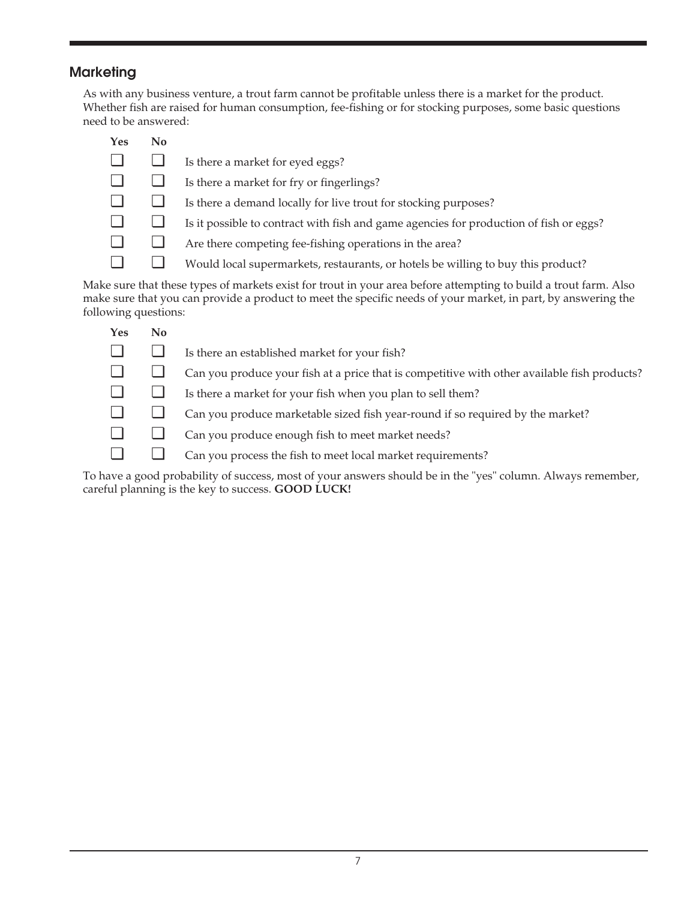## Marketing

As with any business venture, a trout farm cannot be profitable unless there is a market for the product. Whether fish are raised for human consumption, fee-fishing or for stocking purposes, some basic questions need to be answered:

| Yes | No | |
|---|---|---|
| ❑ | ❑ | Is there a market for eyed eggs? |
| ❑ | ❑ | Is there a market for fry or fingerlings? |
| ❑ | ❑ | Is there a demand locally for live trout for stocking purposes? |
| ❑ | ❑ | Is it possible to contract with fish and game agencies for production of fish or eggs? |
| ❑ | ❑ | Are there competing fee-fishing operations in the area? |
| ❑ | ❑ | Would local supermarkets, restaurants, or hotels be willing to buy this product? |

Make sure that these types of markets exist for trout in your area before attempting to build a trout farm. Also make sure that you can provide a product to meet the specific needs of your market, in part, by answering the following questions:

| Yes | No | |
|---|---|---|
| ❑ | ❑ | Is there an established market for your fish? |
| ❑ | ❑ | Can you produce your fish at a price that is competitive with other available fish products? |
| ❑ | ❑ | Is there a market for your fish when you plan to sell them? |
| ❑ | ❑ | Can you produce marketable sized fish year-round if so required by the market? |
| ❑ | ❑ | Can you produce enough fish to meet market needs? |
| ❑ | ❑ | Can you process the fish to meet local market requirements? |

To have a good probability of success, most of your answers should be in the "yes" column. Always remember, careful planning is the key to success. **GOOD LUCK!**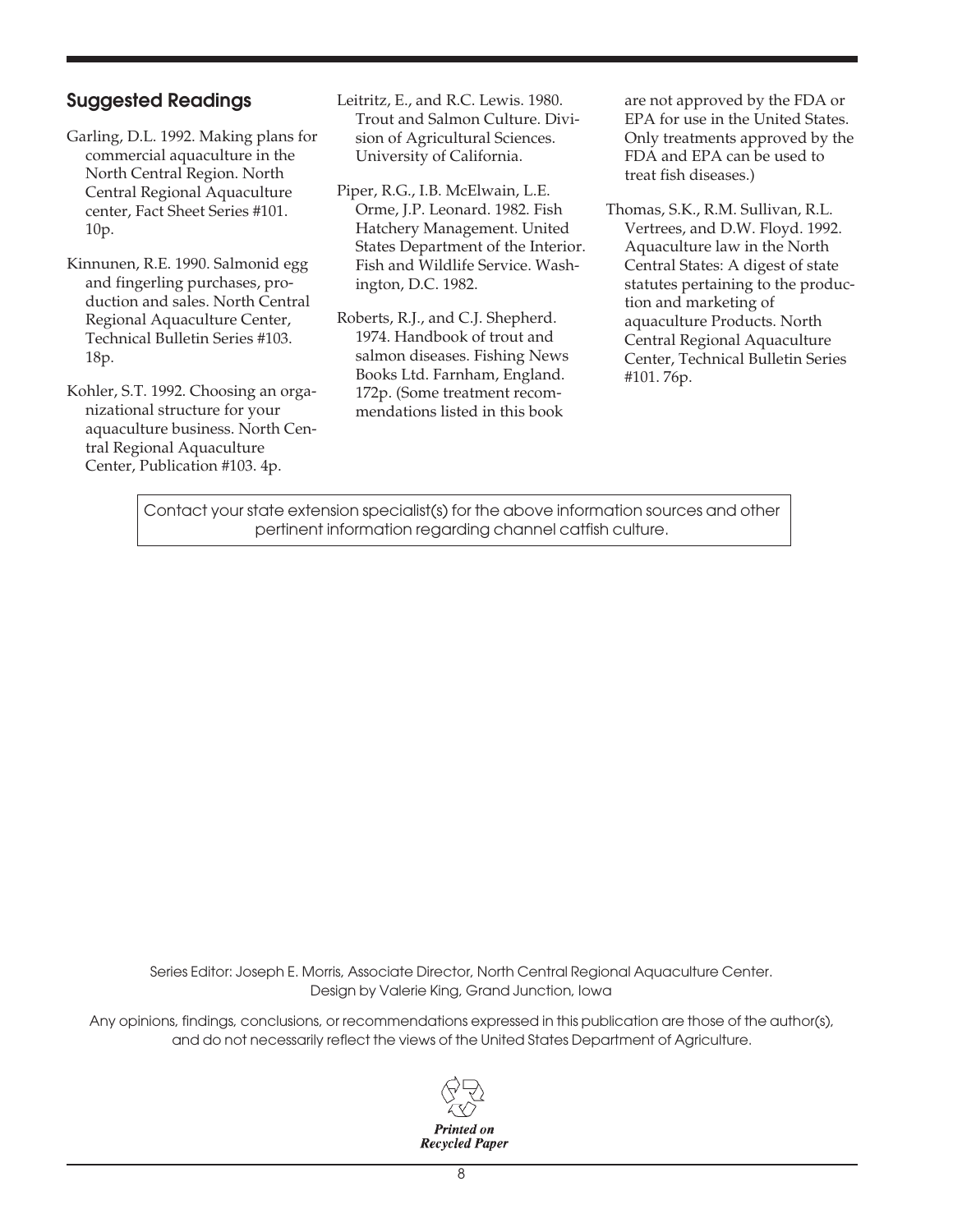## Suggested Readings

Garling, D.L. 1992. Making plans for commercial aquaculture in the North Central Region. North Central Regional Aquaculture center, Fact Sheet Series #101. 10p.

Kinnunen, R.E. 1990. Salmonid egg and fingerling purchases, production and sales. North Central Regional Aquaculture Center, Technical Bulletin Series #103. 18p.

Kohler, S.T. 1992. Choosing an organizational structure for your aquaculture business. North Central Regional Aquaculture Center, Publication #103. 4p.

Leitritz, E., and R.C. Lewis. 1980. Trout and Salmon Culture. Division of Agricultural Sciences. University of California.

Piper, R.G., I.B. McElwain, L.E. Orme, J.P. Leonard. 1982. Fish Hatchery Management. United States Department of the Interior. Fish and Wildlife Service. Washington, D.C. 1982.

Roberts, R.J., and C.J. Shepherd. 1974. Handbook of trout and salmon diseases. Fishing News Books Ltd. Farnham, England. 172p. (Some treatment recommendations listed in this book are not approved by the FDA or EPA for use in the United States. Only treatments approved by the FDA and EPA can be used to treat fish diseases.)

Thomas, S.K., R.M. Sullivan, R.L. Vertrees, and D.W. Floyd. 1992. Aquaculture law in the North Central States: A digest of state statutes pertaining to the production and marketing of aquaculture Products. North Central Regional Aquaculture Center, Technical Bulletin Series #101. 76p.

Contact your state extension specialist(s) for the above information sources and other pertinent information regarding channel catfish culture.

Series Editor: Joseph E. Morris, Associate Director, North Central Regional Aquaculture Center.
Design by Valerie King, Grand Junction, Iowa

Any opinions, findings, conclusions, or recommendations expressed in this publication are those of the author(s), and do not necessarily reflect the views of the United States Department of Agriculture.

*Printed on Recycled Paper*